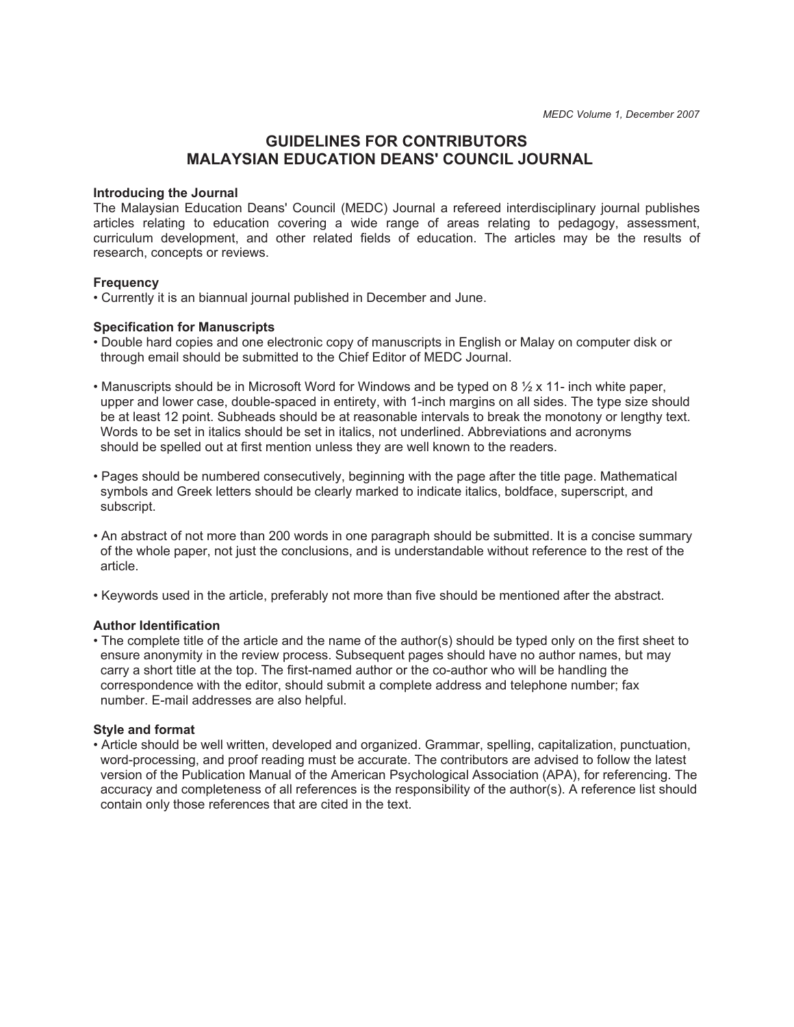# GUIDELINES FOR CONTRIBUTORS
# MALAYSIAN EDUCATION DEANS' COUNCIL JOURNAL

**Introducing the Journal**

The Malaysian Education Deans' Council (MEDC) Journal a refereed interdisciplinary journal publishes articles relating to education covering a wide range of areas relating to pedagogy, assessment, curriculum development, and other related fields of education. The articles may be the results of research, concepts or reviews.

**Frequency**

- Currently it is an biannual journal published in December and June.

**Specification for Manuscripts**

- Double hard copies and one electronic copy of manuscripts in English or Malay on computer disk or through email should be submitted to the Chief Editor of MEDC Journal.

- Manuscripts should be in Microsoft Word for Windows and be typed on 8 ½ x 11- inch white paper, upper and lower case, double-spaced in entirety, with 1-inch margins on all sides. The type size should be at least 12 point. Subheads should be at reasonable intervals to break the monotony or lengthy text. Words to be set in italics should be set in italics, not underlined. Abbreviations and acronyms should be spelled out at first mention unless they are well known to the readers.

- Pages should be numbered consecutively, beginning with the page after the title page. Mathematical symbols and Greek letters should be clearly marked to indicate italics, boldface, superscript, and subscript.

- An abstract of not more than 200 words in one paragraph should be submitted. It is a concise summary of the whole paper, not just the conclusions, and is understandable without reference to the rest of the article.

- Keywords used in the article, preferably not more than five should be mentioned after the abstract.

**Author Identification**

- The complete title of the article and the name of the author(s) should be typed only on the first sheet to ensure anonymity in the review process. Subsequent pages should have no author names, but may carry a short title at the top. The first-named author or the co-author who will be handling the correspondence with the editor, should submit a complete address and telephone number; fax number. E-mail addresses are also helpful.

**Style and format**

- Article should be well written, developed and organized. Grammar, spelling, capitalization, punctuation, word-processing, and proof reading must be accurate. The contributors are advised to follow the latest version of the Publication Manual of the American Psychological Association (APA), for referencing. The accuracy and completeness of all references is the responsibility of the author(s). A reference list should contain only those references that are cited in the text.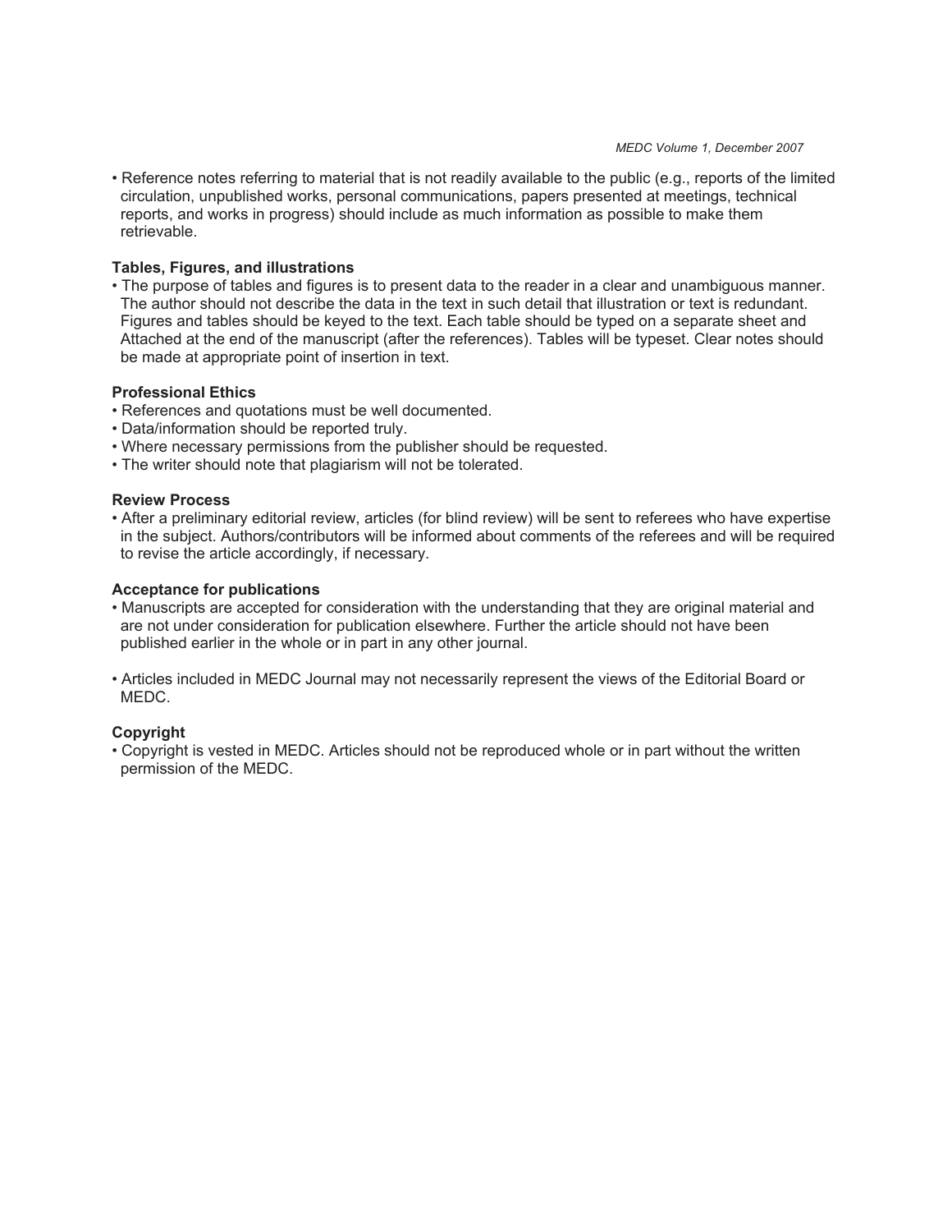- Reference notes referring to material that is not readily available to the public (e.g., reports of the limited circulation, unpublished works, personal communications, papers presented at meetings, technical reports, and works in progress) should include as much information as possible to make them retrievable.

**Tables, Figures, and illustrations**

- The purpose of tables and figures is to present data to the reader in a clear and unambiguous manner. The author should not describe the data in the text in such detail that illustration or text is redundant. Figures and tables should be keyed to the text. Each table should be typed on a separate sheet and Attached at the end of the manuscript (after the references). Tables will be typeset. Clear notes should be made at appropriate point of insertion in text.

**Professional Ethics**

- References and quotations must be well documented.
- Data/information should be reported truly.
- Where necessary permissions from the publisher should be requested.
- The writer should note that plagiarism will not be tolerated.

**Review Process**

- After a preliminary editorial review, articles (for blind review) will be sent to referees who have expertise in the subject. Authors/contributors will be informed about comments of the referees and will be required to revise the article accordingly, if necessary.

**Acceptance for publications**

- Manuscripts are accepted for consideration with the understanding that they are original material and are not under consideration for publication elsewhere. Further the article should not have been published earlier in the whole or in part in any other journal.

- Articles included in MEDC Journal may not necessarily represent the views of the Editorial Board or MEDC.

**Copyright**

- Copyright is vested in MEDC. Articles should not be reproduced whole or in part without the written permission of the MEDC.